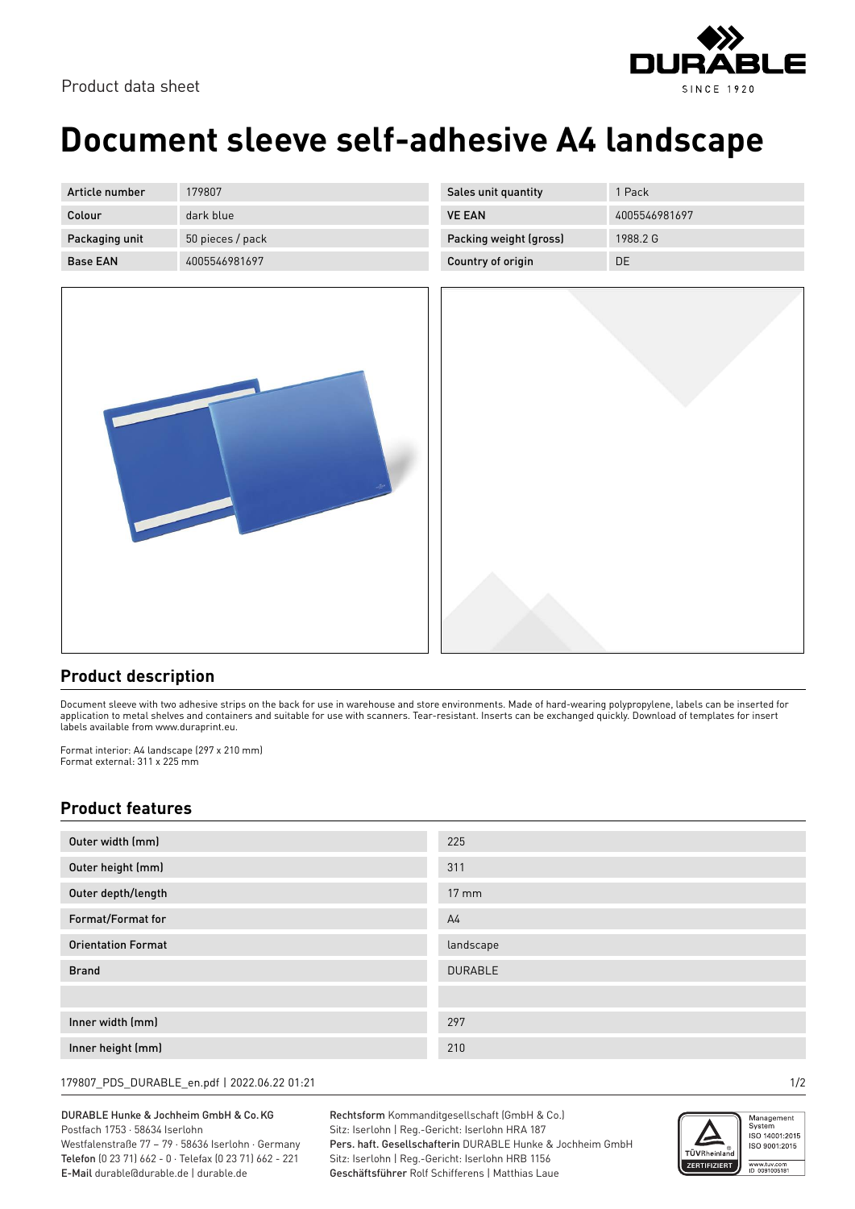Product data sheet

# Document sleeve self-adhesive A4 landscape

| Article number | 179807 |
| --- | --- |
| Colour | dark blue |
| Packaging unit | 50 pieces / pack |
| Base EAN | 4005546981697 |

| Sales unit quantity | 1 Pack |
| --- | --- |
| VE EAN | 4005546981697 |
| Packing weight (gross) | 1988.2 G |
| Country of origin | DE |

## Product description

Document sleeve with two adhesive strips on the back for use in warehouse and store environments. Made of hard-wearing polypropylene, labels can be inserted for application to metal shelves and containers and suitable for use with scanners. Tear-resistant. Inserts can be exchanged quickly. Download of templates for insert labels available from www.duraprint.eu.

Format interior: A4 landscape (297 x 210 mm)
Format external: 311 x 225 mm

## Product features

| Outer width (mm) | 225 |
| --- | --- |
| Outer height (mm) | 311 |
| Outer depth/length | 17 mm |
| Format/Format for | A4 |
| Orientation Format | landscape |
| Brand | DURABLE |
| | |
| Inner width (mm) | 297 |
| Inner height (mm) | 210 |

179807_PDS_DURABLE_en.pdf | 2022.06.22 01:21

DURABLE Hunke & Jochheim GmbH & Co. KG
Postfach 1753 · 58634 Iserlohn
Westfalenstraße 77 – 79 · 58636 Iserlohn · Germany
**Telefon** (0 23 71) 662 - 0 · Telefax (0 23 71) 662 - 221
**E-Mail** durable@durable.de | durable.de

**Rechtsform** Kommanditgesellschaft (GmbH & Co.)
Sitz: Iserlohn | Reg.-Gericht: Iserlohn HRA 187
**Pers. haft. Gesellschafterin** DURABLE Hunke & Jochheim GmbH
Sitz: Iserlohn | Reg.-Gericht: Iserlohn HRB 1156
**Geschäftsführer** Rolf Schifferens | Matthias Laue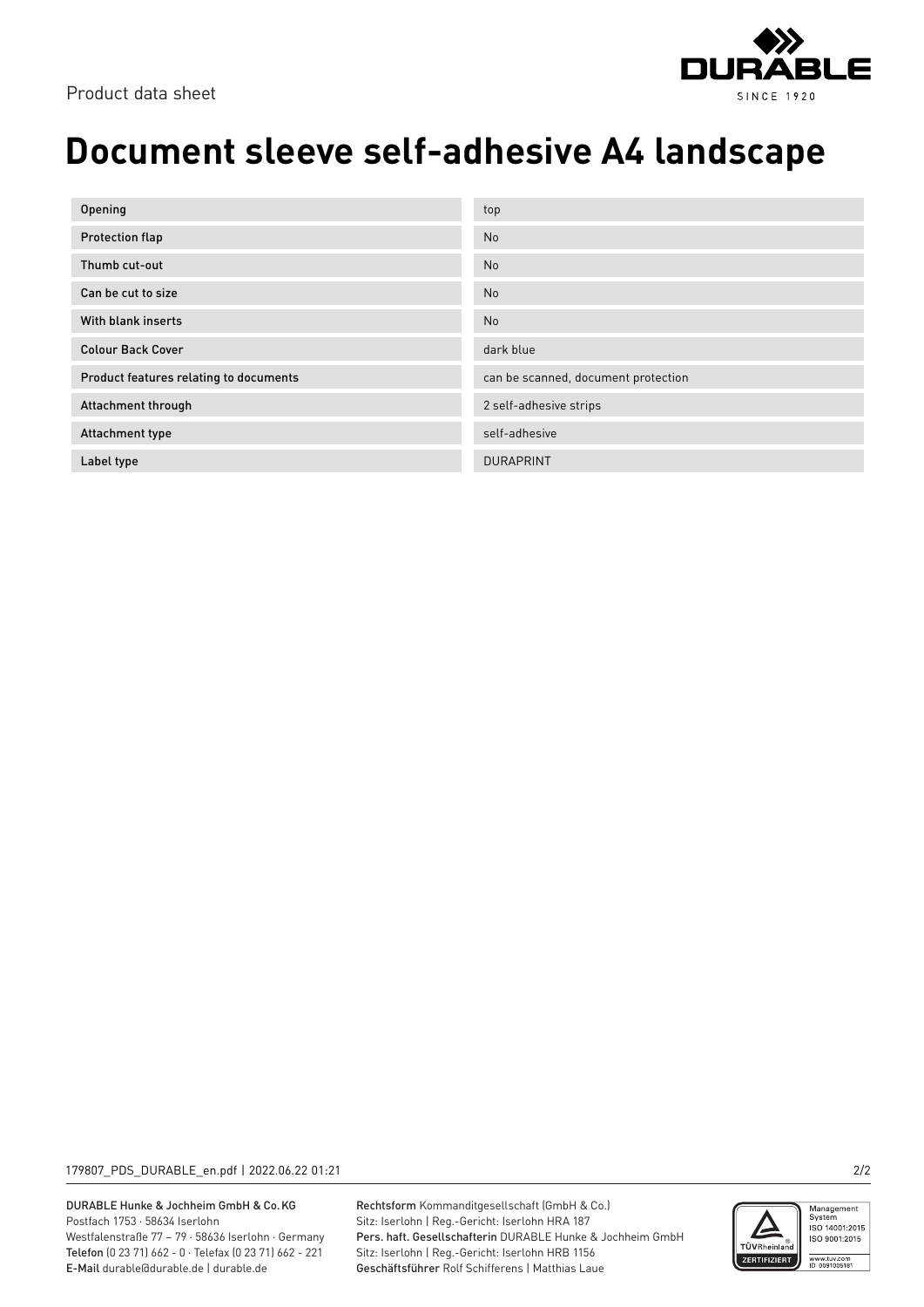# Document sleeve self-adhesive A4 landscape

| | |
|---|---|
| Opening | top |
| Protection flap | No |
| Thumb cut-out | No |
| Can be cut to size | No |
| With blank inserts | No |
| Colour Back Cover | dark blue |
| Product features relating to documents | can be scanned, document protection |
| Attachment through | 2 self-adhesive strips |
| Attachment type | self-adhesive |
| Label type | DURAPRINT |